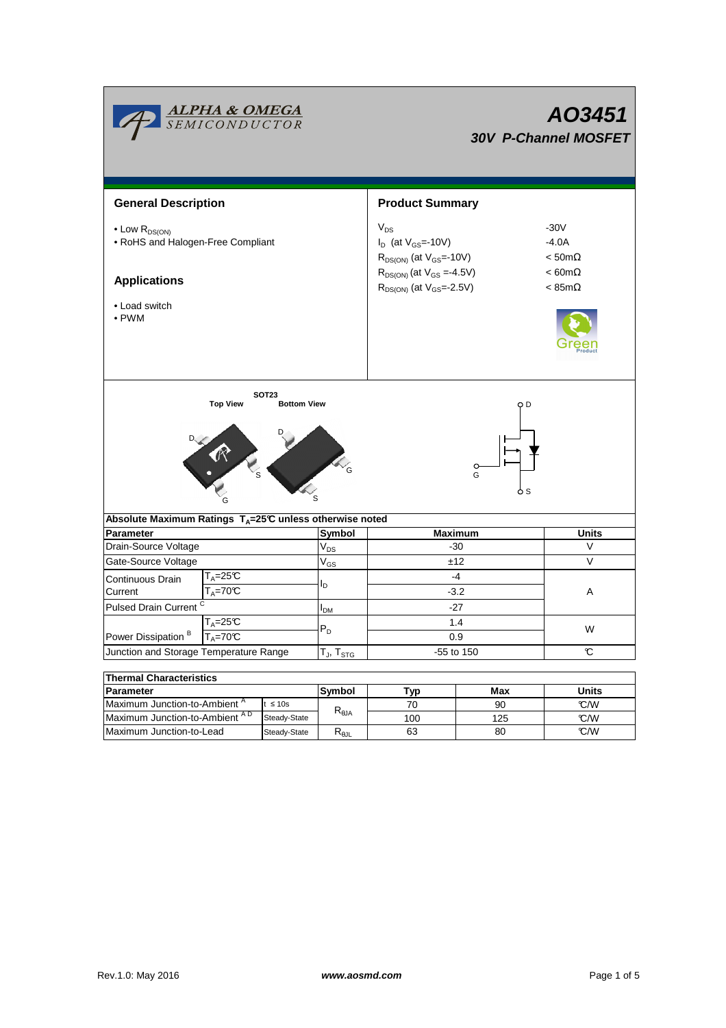# AO3451

### 30V P-Channel MOSFET

## General Description

- Low $R_{DS(ON)}$
- RoHS and Halogen-Free Compliant

## Applications

- Load switch
- PWM

## Product Summary

| | |
|---|---|
| $V_{DS}$ | -30V |
| $I_D$ (at $V_{GS}$=-10V) | -4.0A |
| $R_{DS(ON)}$ (at $V_{GS}$=-10V) | < 50mΩ |
| $R_{DS(ON)}$ (at $V_{GS}$ =-4.5V) | < 60mΩ |
| $R_{DS(ON)}$ (at $V_{GS}$=-2.5V) | < 85mΩ |

SOT23

Top View    Bottom View

D, G, S

| Absolute Maximum Ratings $T_A$=25°C unless otherwise noted | | | | |
|---|---|---|---|---|
| **Parameter** | | **Symbol** | **Maximum** | **Units** |
| Drain-Source Voltage | | $V_{DS}$ | -30 | V |
| Gate-Source Voltage | | $V_{GS}$ | ±12 | V |
| Continuous Drain Current | $T_A$=25°C | $I_D$ | -4 | A |
| | $T_A$=70°C | | -3.2 | |
| Pulsed Drain Current [C] | | $I_{DM}$ | -27 | |
| Power Dissipation [B] | $T_A$=25°C | $P_D$ | 1.4 | W |
| | $T_A$=70°C | | 0.9 | |
| Junction and Storage Temperature Range | | $T_J$, $T_{STG}$ | -55 to 150 | °C |

| Thermal Characteristics | | | | | |
|---|---|---|---|---|---|
| **Parameter** | | **Symbol** | **Typ** | **Max** | **Units** |
| Maximum Junction-to-Ambient [A] | t ≤ 10s | $R_{\theta JA}$ | 70 | 90 | °C/W |
| Maximum Junction-to-Ambient [A D] | Steady-State | | 100 | 125 | °C/W |
| Maximum Junction-to-Lead | Steady-State | $R_{\theta JL}$ | 63 | 80 | °C/W |

Rev.1.0: May 2016    www.aosmd.com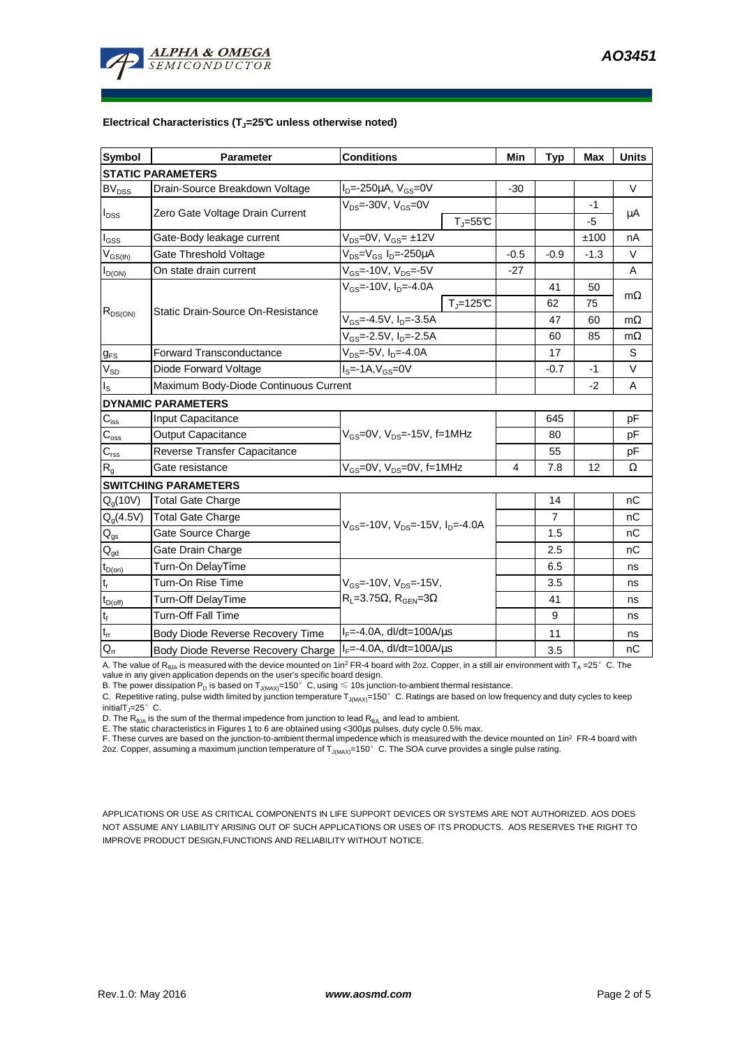**Electrical Characteristics ($T_J$=25°C unless otherwise noted)**

| Symbol | Parameter | Conditions | | Min | Typ | Max | Units |
|---|---|---|---|---|---|---|---|
| **STATIC PARAMETERS** | | | | | | | |
| $BV_{DSS}$ | Drain-Source Breakdown Voltage | $I_D$=-250µA, $V_{GS}$=0V | | -30 | | | V |
| $I_{DSS}$ | Zero Gate Voltage Drain Current | $V_{DS}$=-30V, $V_{GS}$=0V | | | | -1 | µA |
| | | | $T_J$=55°C | | | -5 | |
| $I_{GSS}$ | Gate-Body leakage current | $V_{DS}$=0V, $V_{GS}$= ±12V | | | | ±100 | nA |
| $V_{GS(th)}$ | Gate Threshold Voltage | $V_{DS}$=$V_{GS}$ $I_D$=-250µA | | -0.5 | -0.9 | -1.3 | V |
| $I_{D(ON)}$ | On state drain current | $V_{GS}$=-10V, $V_{DS}$=-5V | | -27 | | | A |
| $R_{DS(ON)}$ | Static Drain-Source On-Resistance | $V_{GS}$=-10V, $I_D$=-4.0A | | | 41 | 50 | mΩ |
| | | | $T_J$=125°C | | 62 | 75 | |
| | | $V_{GS}$=-4.5V, $I_D$=-3.5A | | | 47 | 60 | mΩ |
| | | $V_{GS}$=-2.5V, $I_D$=-2.5A | | | 60 | 85 | mΩ |
| $g_{FS}$ | Forward Transconductance | $V_{DS}$=-5V, $I_D$=-4.0A | | | 17 | | S |
| $V_{SD}$ | Diode Forward Voltage | $I_S$=-1A,$V_{GS}$=0V | | | -0.7 | -1 | V |
| $I_S$ | Maximum Body-Diode Continuous Current | | | | | -2 | A |
| **DYNAMIC PARAMETERS** | | | | | | | |
| $C_{iss}$ | Input Capacitance | $V_{GS}$=0V, $V_{DS}$=-15V, f=1MHz | | | 645 | | pF |
| $C_{oss}$ | Output Capacitance | | | | 80 | | pF |
| $C_{rss}$ | Reverse Transfer Capacitance | | | | 55 | | pF |
| $R_g$ | Gate resistance | $V_{GS}$=0V, $V_{DS}$=0V, f=1MHz | | 4 | 7.8 | 12 | Ω |
| **SWITCHING PARAMETERS** | | | | | | | |
| $Q_g$(10V) | Total Gate Charge | $V_{GS}$=-10V, $V_{DS}$=-15V, $I_D$=-4.0A | | | 14 | | nC |
| $Q_g$(4.5V) | Total Gate Charge | | | | 7 | | nC |
| $Q_{gs}$ | Gate Source Charge | | | | 1.5 | | nC |
| $Q_{gd}$ | Gate Drain Charge | | | | 2.5 | | nC |
| $t_{D(on)}$ | Turn-On DelayTime | $V_{GS}$=-10V, $V_{DS}$=-15V, $R_L$=3.75Ω, $R_{GEN}$=3Ω | | | 6.5 | | ns |
| $t_r$ | Turn-On Rise Time | | | | 3.5 | | ns |
| $t_{D(off)}$ | Turn-Off DelayTime | | | | 41 | | ns |
| $t_f$ | Turn-Off Fall Time | | | | 9 | | ns |
| $t_{rr}$ | Body Diode Reverse Recovery Time | $I_F$=-4.0A, dI/dt=100A/µs | | | 11 | | ns |
| $Q_{rr}$ | Body Diode Reverse Recovery Charge | $I_F$=-4.0A, dI/dt=100A/µs | | | 3.5 | | nC |

A. The value of $R_{\theta JA}$ is measured with the device mounted on 1in² FR-4 board with 2oz. Copper, in a still air environment with $T_A$ =25° C. The value in any given application depends on the user's specific board design.

B. The power dissipation $P_D$ is based on $T_{J(MAX)}$=150° C, using ≤ 10s junction-to-ambient thermal resistance.

C. Repetitive rating, pulse width limited by junction temperature $T_{J(MAX)}$=150° C. Ratings are based on low frequency and duty cycles to keep initial$T_J$=25° C.

D. The $R_{\theta JA}$ is the sum of the thermal impedence from junction to lead $R_{\theta JL}$ and lead to ambient.

E. The static characteristics in Figures 1 to 6 are obtained using <300µs pulses, duty cycle 0.5% max.

F. These curves are based on the junction-to-ambient thermal impedence which is measured with the device mounted on 1in² FR-4 board with 2oz. Copper, assuming a maximum junction temperature of $T_{J(MAX)}$=150° C. The SOA curve provides a single pulse rating.

APPLICATIONS OR USE AS CRITICAL COMPONENTS IN LIFE SUPPORT DEVICES OR SYSTEMS ARE NOT AUTHORIZED. AOS DOES NOT ASSUME ANY LIABILITY ARISING OUT OF SUCH APPLICATIONS OR USES OF ITS PRODUCTS. AOS RESERVES THE RIGHT TO IMPROVE PRODUCT DESIGN,FUNCTIONS AND RELIABILITY WITHOUT NOTICE.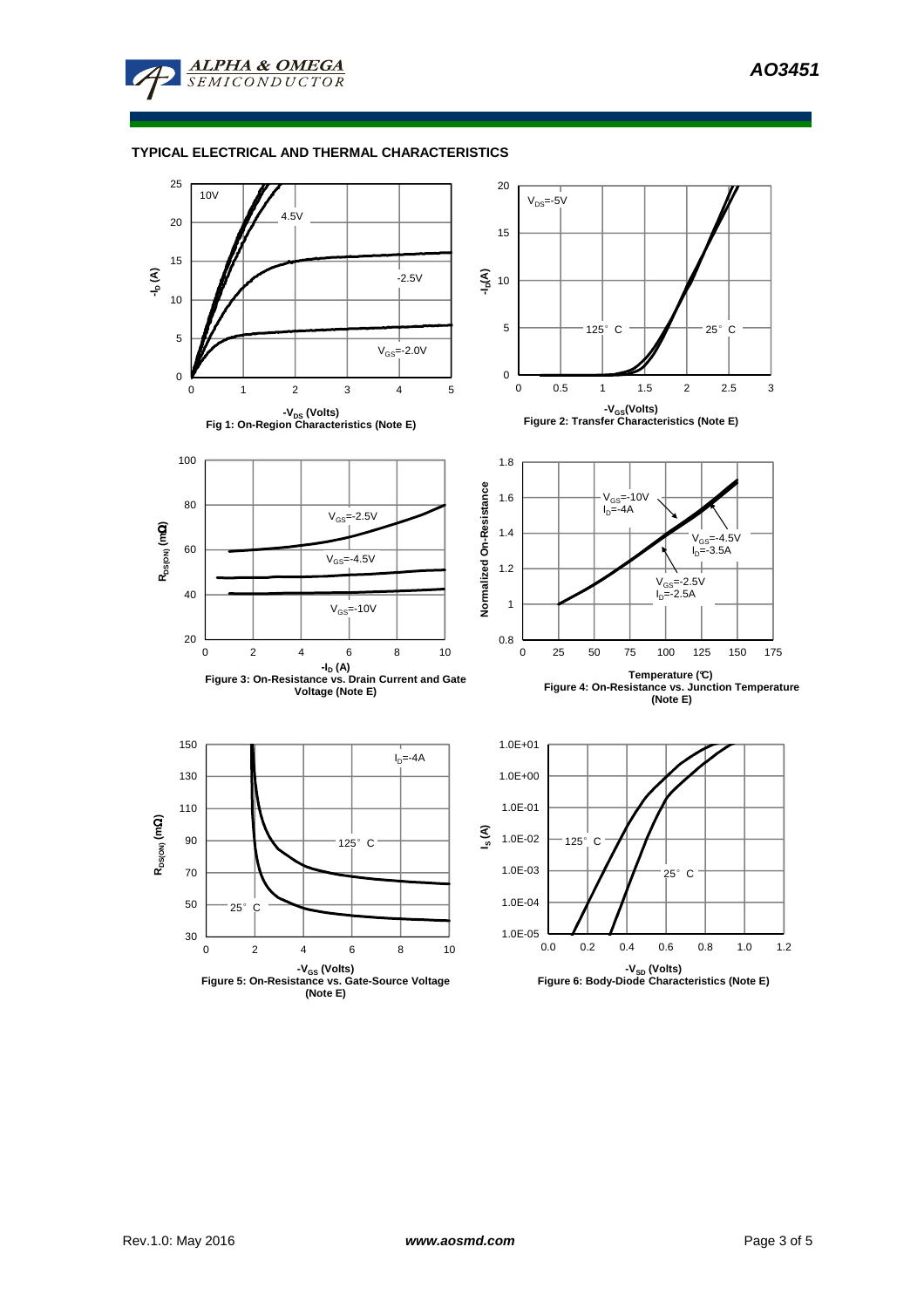## TYPICAL ELECTRICAL AND THERMAL CHARACTERISTICS

Fig 1: On-Region Characteristics (Note E)

Figure 2: Transfer Characteristics (Note E)

Figure 3: On-Resistance vs. Drain Current and Gate Voltage (Note E)

Figure 4: On-Resistance vs. Junction Temperature (Note E)

Figure 5: On-Resistance vs. Gate-Source Voltage (Note E)

Figure 6: Body-Diode Characteristics (Note E)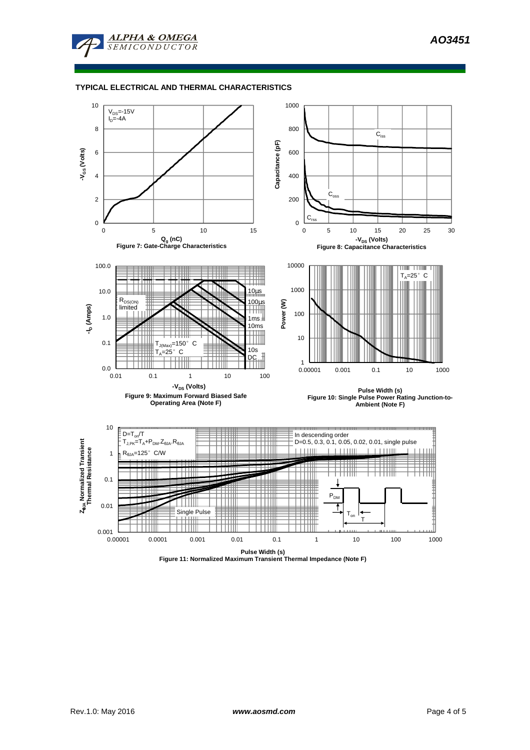## TYPICAL ELECTRICAL AND THERMAL CHARACTERISTICS

$V_{DS}$=-15V
$I_D$=-4A

$-V_{GS}$ (Volts)

$Q_g$ (nC)

Figure 7: Gate-Charge Characteristics

$C_{iss}$

$C_{oss}$

$C_{rss}$

Capacitance (pF)

$-V_{DS}$ (Volts)

Figure 8: Capacitance Characteristics

$R_{DS(ON)}$ limited

10µs
100µs
1ms
10ms
10s
DC

$T_{J(Max)}$=150°C
$T_A$=25°C

$-I_D$ (Amps)

$-V_{DS}$ (Volts)

Figure 9: Maximum Forward Biased Safe Operating Area (Note F)

$T_A$=25°C

Power (W)

Pulse Width (s)

Figure 10: Single Pulse Power Rating Junction-to-Ambient (Note F)

D=$T_{on}$/T
$T_{J,PK}$=$T_A$+$P_{DM}$.$Z_{\theta JA}$.$R_{\theta JA}$
$R_{\theta JA}$=125°C/W

In descending order
D=0.5, 0.3, 0.1, 0.05, 0.02, 0.01, single pulse

Single Pulse

$P_{DM}$

$T_{on}$

T

$Z_{\theta JA}$ Normalized Transient Thermal Resistance

Pulse Width (s)

Figure 11: Normalized Maximum Transient Thermal Impedance (Note F)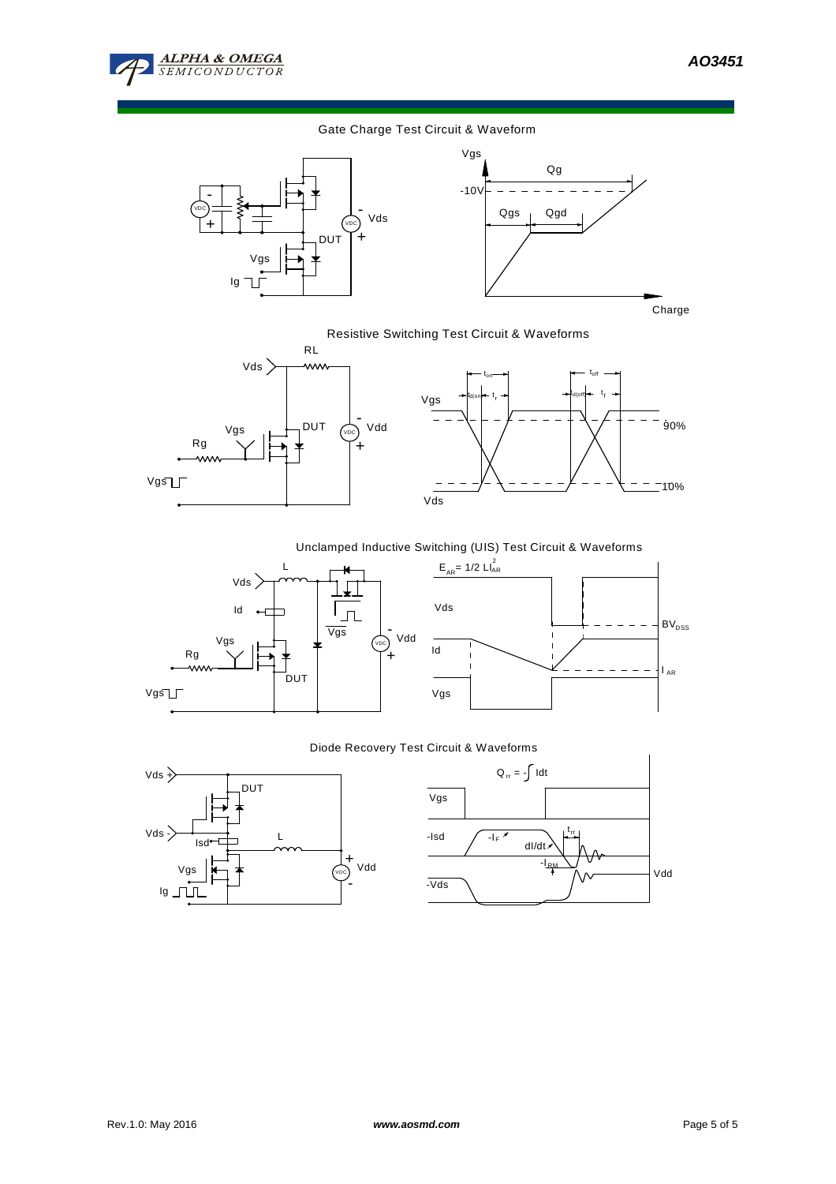## Gate Charge Test Circuit & Waveform

VDC
-
+
VDC
-
+
Vds
DUT
Vgs
Ig

Vgs
Qg
-10V
Qgs
Qgd
Charge

## Resistive Switching Test Circuit & Waveforms

RL
Vds
Vgs
Rg
DUT
VDC
-
+
Vdd
Vgs

$t_{on}$
$t_{d(on)}$
$t_r$
$t_{off}$
$t_{d(off)}$
$t_f$
Vgs
90%
10%
Vds

## Unclamped Inductive Switching (UIS) Test Circuit & Waveforms

L
Vds
Id
Vgs
Rg
DUT
Vgs
Vgs
VDC
-
+
Vdd

$E_{AR} = 1/2\ LI_{AR}^2$
Vds
$BV_{DSS}$
Id
$I_{AR}$
Vgs

## Diode Recovery Test Circuit & Waveforms

Vds +
DUT
Vds -
Isd
L
Vgs
Ig
+
VDC
-
Vdd

$Q_{rr} = -\int Idt$
Vgs
-Isd
$-I_F$
$dI/dt$
$t_{rr}$
$-I_{RM}$
-Vds
Vdd